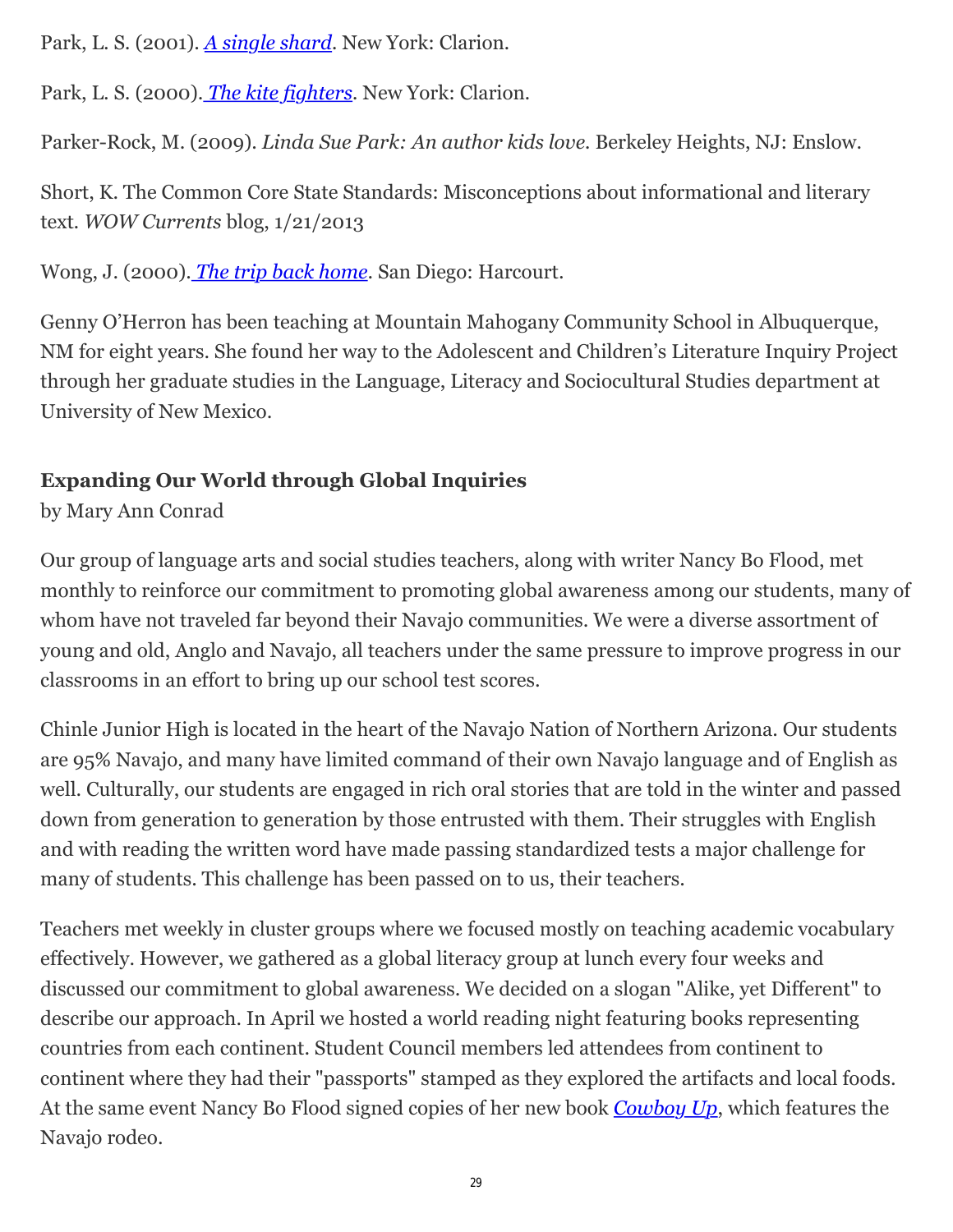Park, L. S. (2001). *A single shard*. New York: Clarion.

Park, L. S. (2000). *The kite fighters*. New York: Clarion.

Parker-Rock, M. (2009). *Linda Sue Park: An author kids love.* Berkeley Heights, NJ: Enslow.

Short, K. The Common Core State Standards: Misconceptions about informational and literary text. *WOW Currents* blog, 1/21/2013

Wong, J. (2000). *The trip back home*. San Diego: Harcourt.

Genny O'Herron has been teaching at Mountain Mahogany Community School in Albuquerque, NM for eight years. She found her way to the Adolescent and Children's Literature Inquiry Project through her graduate studies in the Language, Literacy and Sociocultural Studies department at University of New Mexico.

### Expanding Our World through Global Inquiries

by Mary Ann Conrad

Our group of language arts and social studies teachers, along with writer Nancy Bo Flood, met monthly to reinforce our commitment to promoting global awareness among our students, many of whom have not traveled far beyond their Navajo communities. We were a diverse assortment of young and old, Anglo and Navajo, all teachers under the same pressure to improve progress in our classrooms in an effort to bring up our school test scores.

Chinle Junior High is located in the heart of the Navajo Nation of Northern Arizona. Our students are 95% Navajo, and many have limited command of their own Navajo language and of English as well. Culturally, our students are engaged in rich oral stories that are told in the winter and passed down from generation to generation by those entrusted with them. Their struggles with English and with reading the written word have made passing standardized tests a major challenge for many of students. This challenge has been passed on to us, their teachers.

Teachers met weekly in cluster groups where we focused mostly on teaching academic vocabulary effectively. However, we gathered as a global literacy group at lunch every four weeks and discussed our commitment to global awareness. We decided on a slogan "Alike, yet Different" to describe our approach. In April we hosted a world reading night featuring books representing countries from each continent. Student Council members led attendees from continent to continent where they had their "passports" stamped as they explored the artifacts and local foods. At the same event Nancy Bo Flood signed copies of her new book *Cowboy Up*, which features the Navajo rodeo.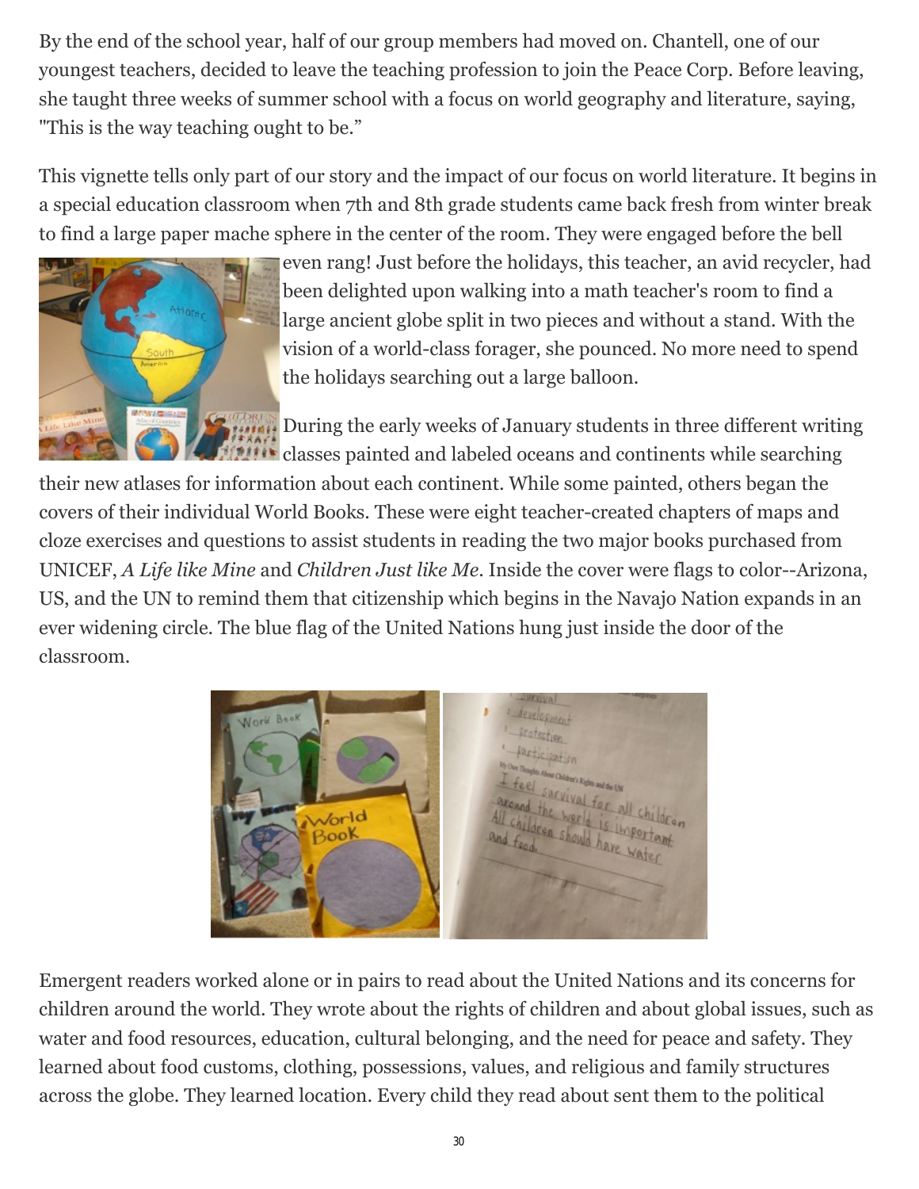By the end of the school year, half of our group members had moved on. Chantell, one of our youngest teachers, decided to leave the teaching profession to join the Peace Corp. Before leaving, she taught three weeks of summer school with a focus on world geography and literature, saying, "This is the way teaching ought to be."

This vignette tells only part of our story and the impact of our focus on world literature. It begins in a special education classroom when 7th and 8th grade students came back fresh from winter break to find a large paper mache sphere in the center of the room. They were engaged before the bell even rang! Just before the holidays, this teacher, an avid recycler, had been delighted upon walking into a math teacher's room to find a large ancient globe split in two pieces and without a stand. With the vision of a world-class forager, she pounced. No more need to spend the holidays searching out a large balloon.

During the early weeks of January students in three different writing classes painted and labeled oceans and continents while searching their new atlases for information about each continent. While some painted, others began the covers of their individual World Books. These were eight teacher-created chapters of maps and cloze exercises and questions to assist students in reading the two major books purchased from UNICEF, *A Life like Mine* and *Children Just like Me*. Inside the cover were flags to color--Arizona, US, and the UN to remind them that citizenship which begins in the Navajo Nation expands in an ever widening circle. The blue flag of the United Nations hung just inside the door of the classroom.

Emergent readers worked alone or in pairs to read about the United Nations and its concerns for children around the world. They wrote about the rights of children and about global issues, such as water and food resources, education, cultural belonging, and the need for peace and safety. They learned about food customs, clothing, possessions, values, and religious and family structures across the globe. They learned location. Every child they read about sent them to the political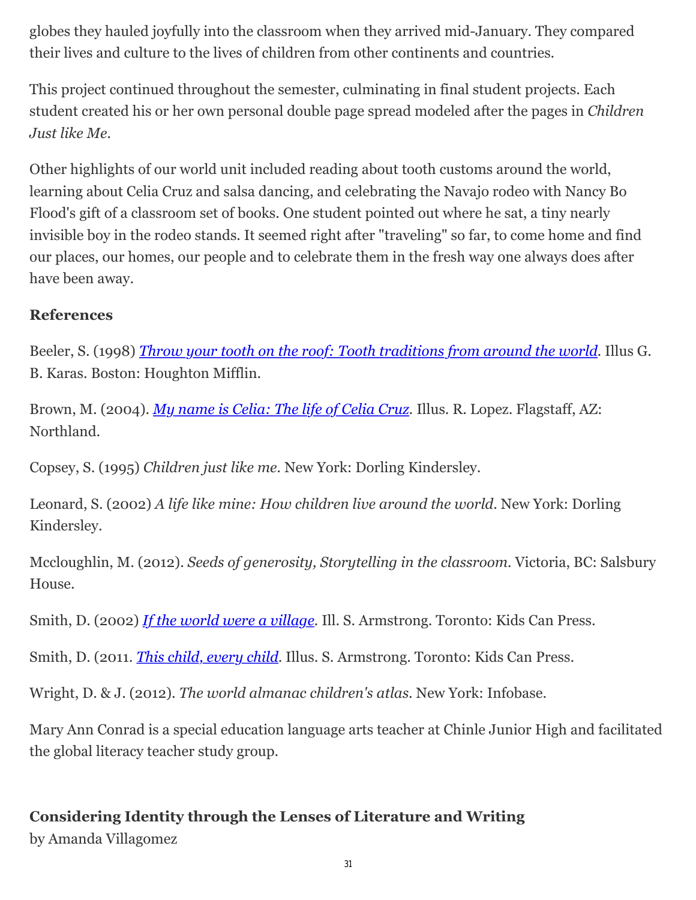globes they hauled joyfully into the classroom when they arrived mid-January. They compared their lives and culture to the lives of children from other continents and countries.

This project continued throughout the semester, culminating in final student projects. Each student created his or her own personal double page spread modeled after the pages in *Children Just like Me*.

Other highlights of our world unit included reading about tooth customs around the world, learning about Celia Cruz and salsa dancing, and celebrating the Navajo rodeo with Nancy Bo Flood's gift of a classroom set of books. One student pointed out where he sat, a tiny nearly invisible boy in the rodeo stands. It seemed right after "traveling" so far, to come home and find our places, our homes, our people and to celebrate them in the fresh way one always does after have been away.

### References

Beeler, S. (1998) *Throw your tooth on the roof: Tooth traditions from around the world*. Illus G. B. Karas. Boston: Houghton Mifflin.

Brown, M. (2004). *My name is Celia: The life of Celia Cruz*. Illus. R. Lopez. Flagstaff, AZ: Northland.

Copsey, S. (1995) *Children just like me*. New York: Dorling Kindersley.

Leonard, S. (2002) *A life like mine: How children live around the world*. New York: Dorling Kindersley.

Mccloughlin, M. (2012). *Seeds of generosity, Storytelling in the classroom*. Victoria, BC: Salsbury House.

Smith, D. (2002) *If the world were a village*. Ill. S. Armstrong. Toronto: Kids Can Press.

Smith, D. (2011. *This child, every child*. Illus. S. Armstrong. Toronto: Kids Can Press.

Wright, D. & J. (2012). *The world almanac children's atlas*. New York: Infobase.

Mary Ann Conrad is a special education language arts teacher at Chinle Junior High and facilitated the global literacy teacher study group.

## Considering Identity through the Lenses of Literature and Writing

by Amanda Villagomez